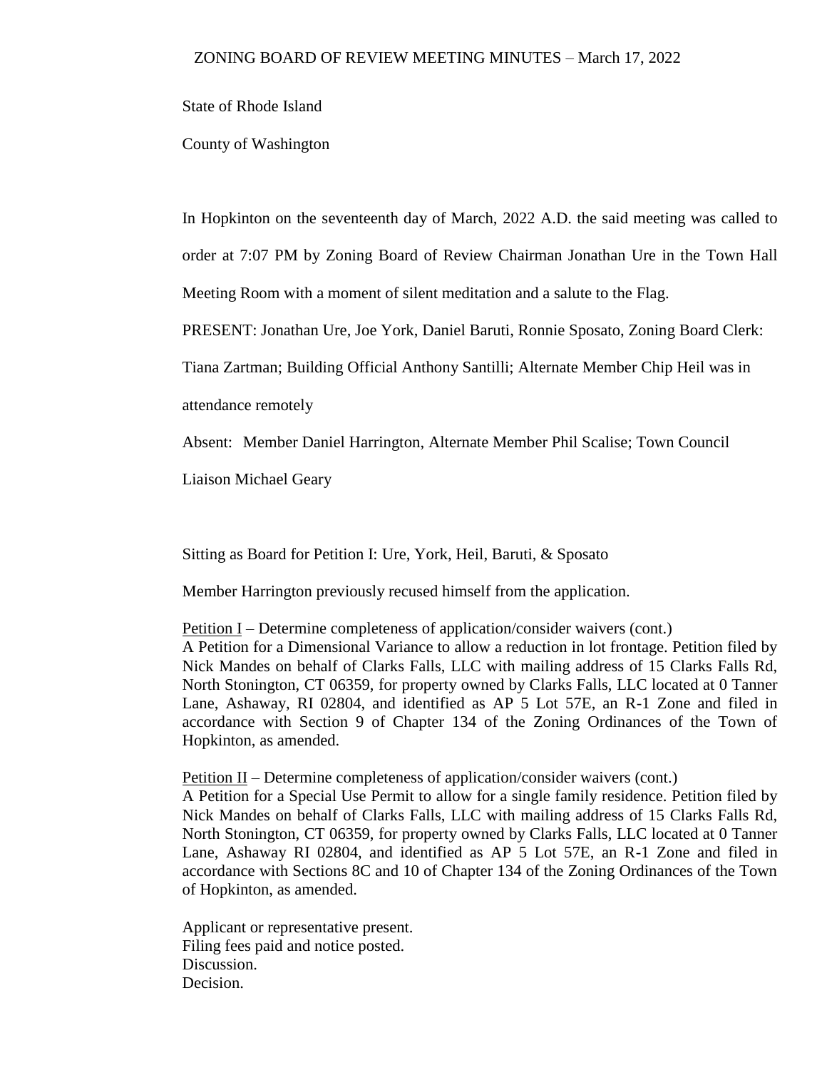# ZONING BOARD OF REVIEW MEETING MINUTES – March 17, 2022

State of Rhode Island

County of Washington

In Hopkinton on the seventeenth day of March, 2022 A.D. the said meeting was called to order at 7:07 PM by Zoning Board of Review Chairman Jonathan Ure in the Town Hall Meeting Room with a moment of silent meditation and a salute to the Flag.

PRESENT: Jonathan Ure, Joe York, Daniel Baruti, Ronnie Sposato, Zoning Board Clerk: Tiana Zartman; Building Official Anthony Santilli; Alternate Member Chip Heil was in attendance remotely

Absent: Member Daniel Harrington, Alternate Member Phil Scalise; Town Council Liaison Michael Geary

Sitting as Board for Petition I: Ure, York, Heil, Baruti, & Sposato

Member Harrington previously recused himself from the application.

Petition I – Determine completeness of application/consider waivers (cont.)
A Petition for a Dimensional Variance to allow a reduction in lot frontage. Petition filed by Nick Mandes on behalf of Clarks Falls, LLC with mailing address of 15 Clarks Falls Rd, North Stonington, CT 06359, for property owned by Clarks Falls, LLC located at 0 Tanner Lane, Ashaway, RI 02804, and identified as AP 5 Lot 57E, an R-1 Zone and filed in accordance with Section 9 of Chapter 134 of the Zoning Ordinances of the Town of Hopkinton, as amended.

Petition II – Determine completeness of application/consider waivers (cont.)
A Petition for a Special Use Permit to allow for a single family residence. Petition filed by Nick Mandes on behalf of Clarks Falls, LLC with mailing address of 15 Clarks Falls Rd, North Stonington, CT 06359, for property owned by Clarks Falls, LLC located at 0 Tanner Lane, Ashaway RI 02804, and identified as AP 5 Lot 57E, an R-1 Zone and filed in accordance with Sections 8C and 10 of Chapter 134 of the Zoning Ordinances of the Town of Hopkinton, as amended.

Applicant or representative present.
Filing fees paid and notice posted.
Discussion.
Decision.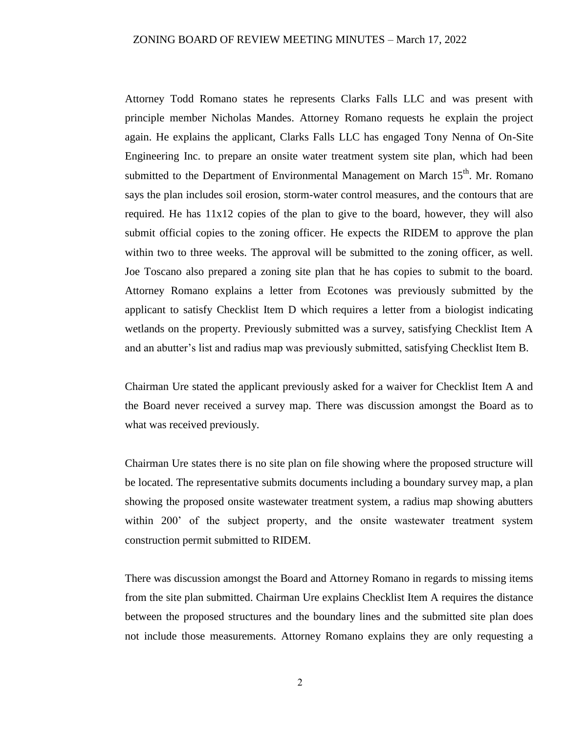Attorney Todd Romano states he represents Clarks Falls LLC and was present with principle member Nicholas Mandes. Attorney Romano requests he explain the project again. He explains the applicant, Clarks Falls LLC has engaged Tony Nenna of On-Site Engineering Inc. to prepare an onsite water treatment system site plan, which had been submitted to the Department of Environmental Management on March 15th. Mr. Romano says the plan includes soil erosion, storm-water control measures, and the contours that are required. He has 11x12 copies of the plan to give to the board, however, they will also submit official copies to the zoning officer. He expects the RIDEM to approve the plan within two to three weeks. The approval will be submitted to the zoning officer, as well. Joe Toscano also prepared a zoning site plan that he has copies to submit to the board. Attorney Romano explains a letter from Ecotones was previously submitted by the applicant to satisfy Checklist Item D which requires a letter from a biologist indicating wetlands on the property. Previously submitted was a survey, satisfying Checklist Item A and an abutter's list and radius map was previously submitted, satisfying Checklist Item B.

Chairman Ure stated the applicant previously asked for a waiver for Checklist Item A and the Board never received a survey map. There was discussion amongst the Board as to what was received previously.

Chairman Ure states there is no site plan on file showing where the proposed structure will be located. The representative submits documents including a boundary survey map, a plan showing the proposed onsite wastewater treatment system, a radius map showing abutters within 200' of the subject property, and the onsite wastewater treatment system construction permit submitted to RIDEM.

There was discussion amongst the Board and Attorney Romano in regards to missing items from the site plan submitted. Chairman Ure explains Checklist Item A requires the distance between the proposed structures and the boundary lines and the submitted site plan does not include those measurements. Attorney Romano explains they are only requesting a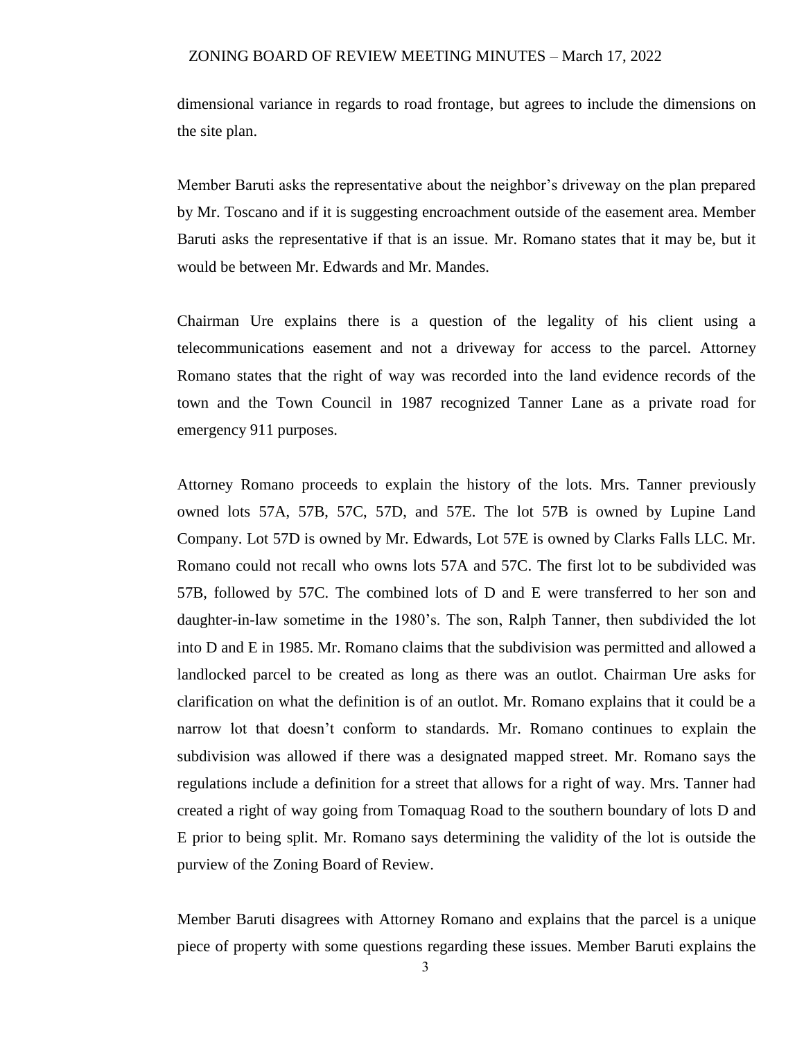dimensional variance in regards to road frontage, but agrees to include the dimensions on the site plan.

Member Baruti asks the representative about the neighbor's driveway on the plan prepared by Mr. Toscano and if it is suggesting encroachment outside of the easement area. Member Baruti asks the representative if that is an issue. Mr. Romano states that it may be, but it would be between Mr. Edwards and Mr. Mandes.

Chairman Ure explains there is a question of the legality of his client using a telecommunications easement and not a driveway for access to the parcel. Attorney Romano states that the right of way was recorded into the land evidence records of the town and the Town Council in 1987 recognized Tanner Lane as a private road for emergency 911 purposes.

Attorney Romano proceeds to explain the history of the lots. Mrs. Tanner previously owned lots 57A, 57B, 57C, 57D, and 57E. The lot 57B is owned by Lupine Land Company. Lot 57D is owned by Mr. Edwards, Lot 57E is owned by Clarks Falls LLC. Mr. Romano could not recall who owns lots 57A and 57C. The first lot to be subdivided was 57B, followed by 57C. The combined lots of D and E were transferred to her son and daughter-in-law sometime in the 1980's. The son, Ralph Tanner, then subdivided the lot into D and E in 1985. Mr. Romano claims that the subdivision was permitted and allowed a landlocked parcel to be created as long as there was an outlot. Chairman Ure asks for clarification on what the definition is of an outlot. Mr. Romano explains that it could be a narrow lot that doesn't conform to standards. Mr. Romano continues to explain the subdivision was allowed if there was a designated mapped street. Mr. Romano says the regulations include a definition for a street that allows for a right of way. Mrs. Tanner had created a right of way going from Tomaquag Road to the southern boundary of lots D and E prior to being split. Mr. Romano says determining the validity of the lot is outside the purview of the Zoning Board of Review.

Member Baruti disagrees with Attorney Romano and explains that the parcel is a unique piece of property with some questions regarding these issues. Member Baruti explains the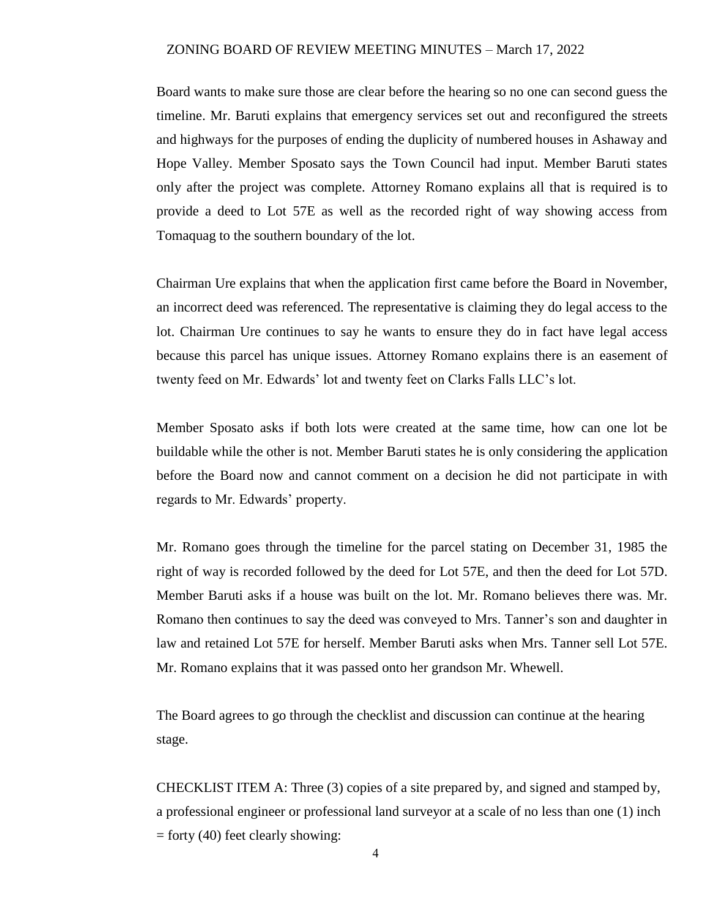Board wants to make sure those are clear before the hearing so no one can second guess the timeline. Mr. Baruti explains that emergency services set out and reconfigured the streets and highways for the purposes of ending the duplicity of numbered houses in Ashaway and Hope Valley. Member Sposato says the Town Council had input. Member Baruti states only after the project was complete. Attorney Romano explains all that is required is to provide a deed to Lot 57E as well as the recorded right of way showing access from Tomaquag to the southern boundary of the lot.

Chairman Ure explains that when the application first came before the Board in November, an incorrect deed was referenced. The representative is claiming they do legal access to the lot. Chairman Ure continues to say he wants to ensure they do in fact have legal access because this parcel has unique issues. Attorney Romano explains there is an easement of twenty feed on Mr. Edwards' lot and twenty feet on Clarks Falls LLC's lot.

Member Sposato asks if both lots were created at the same time, how can one lot be buildable while the other is not. Member Baruti states he is only considering the application before the Board now and cannot comment on a decision he did not participate in with regards to Mr. Edwards' property.

Mr. Romano goes through the timeline for the parcel stating on December 31, 1985 the right of way is recorded followed by the deed for Lot 57E, and then the deed for Lot 57D. Member Baruti asks if a house was built on the lot. Mr. Romano believes there was. Mr. Romano then continues to say the deed was conveyed to Mrs. Tanner's son and daughter in law and retained Lot 57E for herself. Member Baruti asks when Mrs. Tanner sell Lot 57E. Mr. Romano explains that it was passed onto her grandson Mr. Whewell.

The Board agrees to go through the checklist and discussion can continue at the hearing stage.

CHECKLIST ITEM A: Three (3) copies of a site prepared by, and signed and stamped by, a professional engineer or professional land surveyor at a scale of no less than one (1) inch = forty (40) feet clearly showing: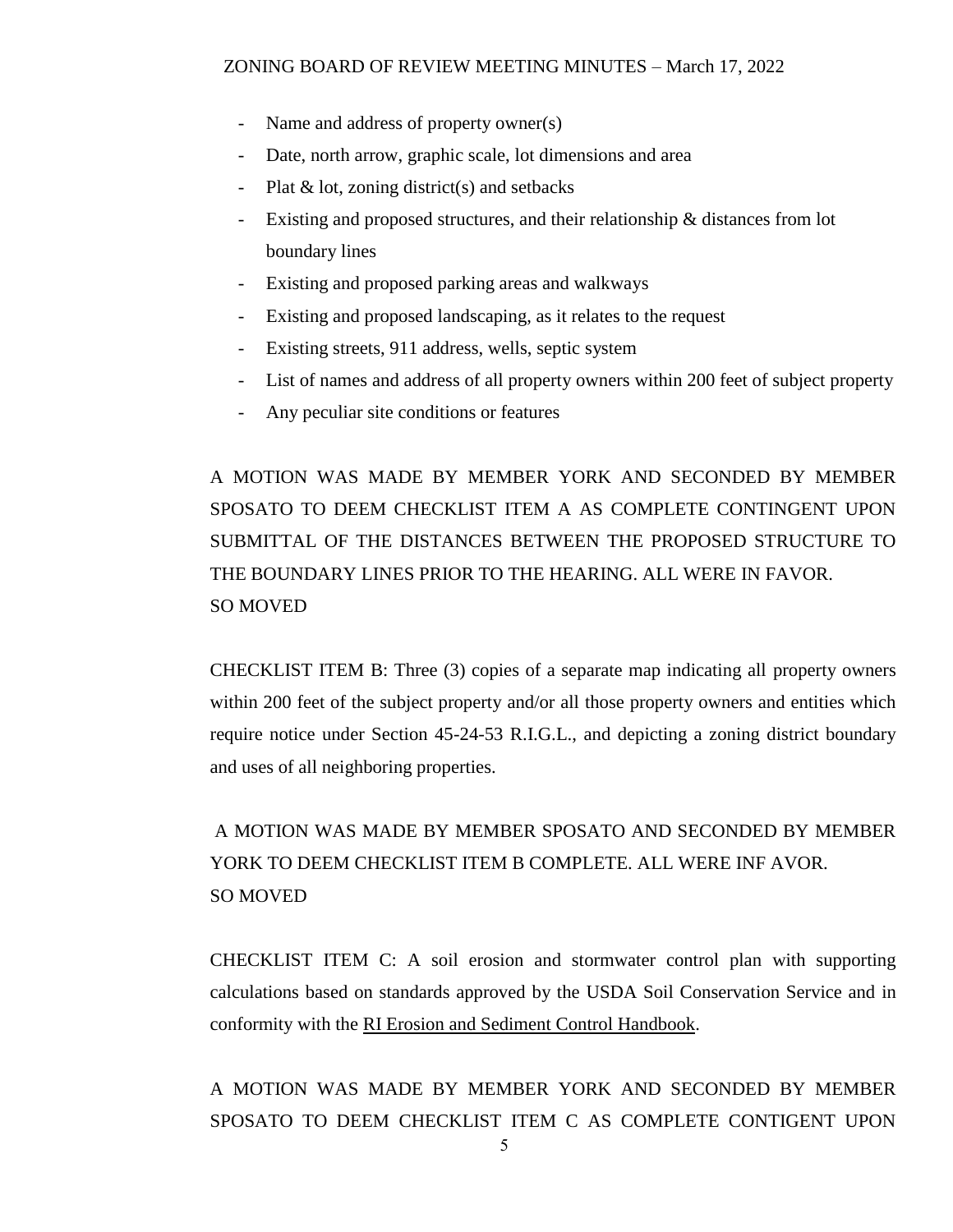- Name and address of property owner(s)
- Date, north arrow, graphic scale, lot dimensions and area
- Plat & lot, zoning district(s) and setbacks
- Existing and proposed structures, and their relationship & distances from lot boundary lines
- Existing and proposed parking areas and walkways
- Existing and proposed landscaping, as it relates to the request
- Existing streets, 911 address, wells, septic system
- List of names and address of all property owners within 200 feet of subject property
- Any peculiar site conditions or features

A MOTION WAS MADE BY MEMBER YORK AND SECONDED BY MEMBER SPOSATO TO DEEM CHECKLIST ITEM A AS COMPLETE CONTINGENT UPON SUBMITTAL OF THE DISTANCES BETWEEN THE PROPOSED STRUCTURE TO THE BOUNDARY LINES PRIOR TO THE HEARING. ALL WERE IN FAVOR.
SO MOVED

CHECKLIST ITEM B: Three (3) copies of a separate map indicating all property owners within 200 feet of the subject property and/or all those property owners and entities which require notice under Section 45-24-53 R.I.G.L., and depicting a zoning district boundary and uses of all neighboring properties.

A MOTION WAS MADE BY MEMBER SPOSATO AND SECONDED BY MEMBER YORK TO DEEM CHECKLIST ITEM B COMPLETE. ALL WERE INF AVOR.
SO MOVED

CHECKLIST ITEM C: A soil erosion and stormwater control plan with supporting calculations based on standards approved by the USDA Soil Conservation Service and in conformity with the RI Erosion and Sediment Control Handbook.

A MOTION WAS MADE BY MEMBER YORK AND SECONDED BY MEMBER SPOSATO TO DEEM CHECKLIST ITEM C AS COMPLETE CONTIGENT UPON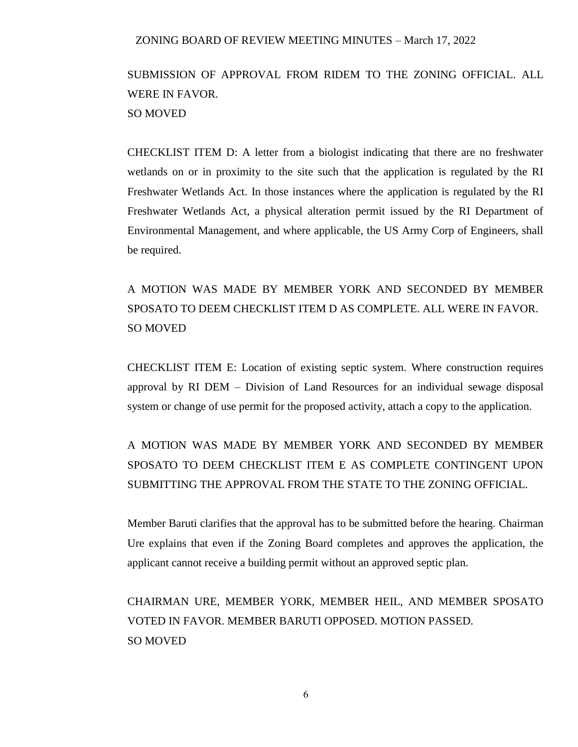SUBMISSION OF APPROVAL FROM RIDEM TO THE ZONING OFFICIAL. ALL WERE IN FAVOR.
SO MOVED

CHECKLIST ITEM D: A letter from a biologist indicating that there are no freshwater wetlands on or in proximity to the site such that the application is regulated by the RI Freshwater Wetlands Act. In those instances where the application is regulated by the RI Freshwater Wetlands Act, a physical alteration permit issued by the RI Department of Environmental Management, and where applicable, the US Army Corp of Engineers, shall be required.

A MOTION WAS MADE BY MEMBER YORK AND SECONDED BY MEMBER SPOSATO TO DEEM CHECKLIST ITEM D AS COMPLETE. ALL WERE IN FAVOR.
SO MOVED

CHECKLIST ITEM E: Location of existing septic system. Where construction requires approval by RI DEM – Division of Land Resources for an individual sewage disposal system or change of use permit for the proposed activity, attach a copy to the application.

A MOTION WAS MADE BY MEMBER YORK AND SECONDED BY MEMBER SPOSATO TO DEEM CHECKLIST ITEM E AS COMPLETE CONTINGENT UPON SUBMITTING THE APPROVAL FROM THE STATE TO THE ZONING OFFICIAL.

Member Baruti clarifies that the approval has to be submitted before the hearing. Chairman Ure explains that even if the Zoning Board completes and approves the application, the applicant cannot receive a building permit without an approved septic plan.

CHAIRMAN URE, MEMBER YORK, MEMBER HEIL, AND MEMBER SPOSATO VOTED IN FAVOR. MEMBER BARUTI OPPOSED. MOTION PASSED.
SO MOVED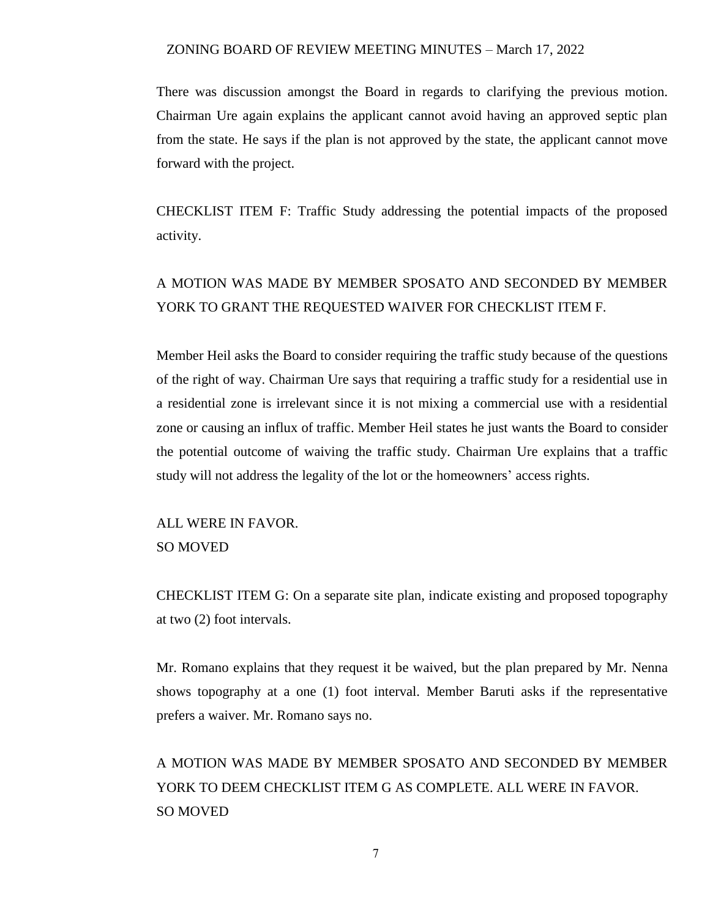There was discussion amongst the Board in regards to clarifying the previous motion. Chairman Ure again explains the applicant cannot avoid having an approved septic plan from the state. He says if the plan is not approved by the state, the applicant cannot move forward with the project.

CHECKLIST ITEM F: Traffic Study addressing the potential impacts of the proposed activity.

A MOTION WAS MADE BY MEMBER SPOSATO AND SECONDED BY MEMBER YORK TO GRANT THE REQUESTED WAIVER FOR CHECKLIST ITEM F.

Member Heil asks the Board to consider requiring the traffic study because of the questions of the right of way. Chairman Ure says that requiring a traffic study for a residential use in a residential zone is irrelevant since it is not mixing a commercial use with a residential zone or causing an influx of traffic. Member Heil states he just wants the Board to consider the potential outcome of waiving the traffic study. Chairman Ure explains that a traffic study will not address the legality of the lot or the homeowners' access rights.

ALL WERE IN FAVOR.
SO MOVED

CHECKLIST ITEM G: On a separate site plan, indicate existing and proposed topography at two (2) foot intervals.

Mr. Romano explains that they request it be waived, but the plan prepared by Mr. Nenna shows topography at a one (1) foot interval. Member Baruti asks if the representative prefers a waiver. Mr. Romano says no.

A MOTION WAS MADE BY MEMBER SPOSATO AND SECONDED BY MEMBER YORK TO DEEM CHECKLIST ITEM G AS COMPLETE. ALL WERE IN FAVOR.
SO MOVED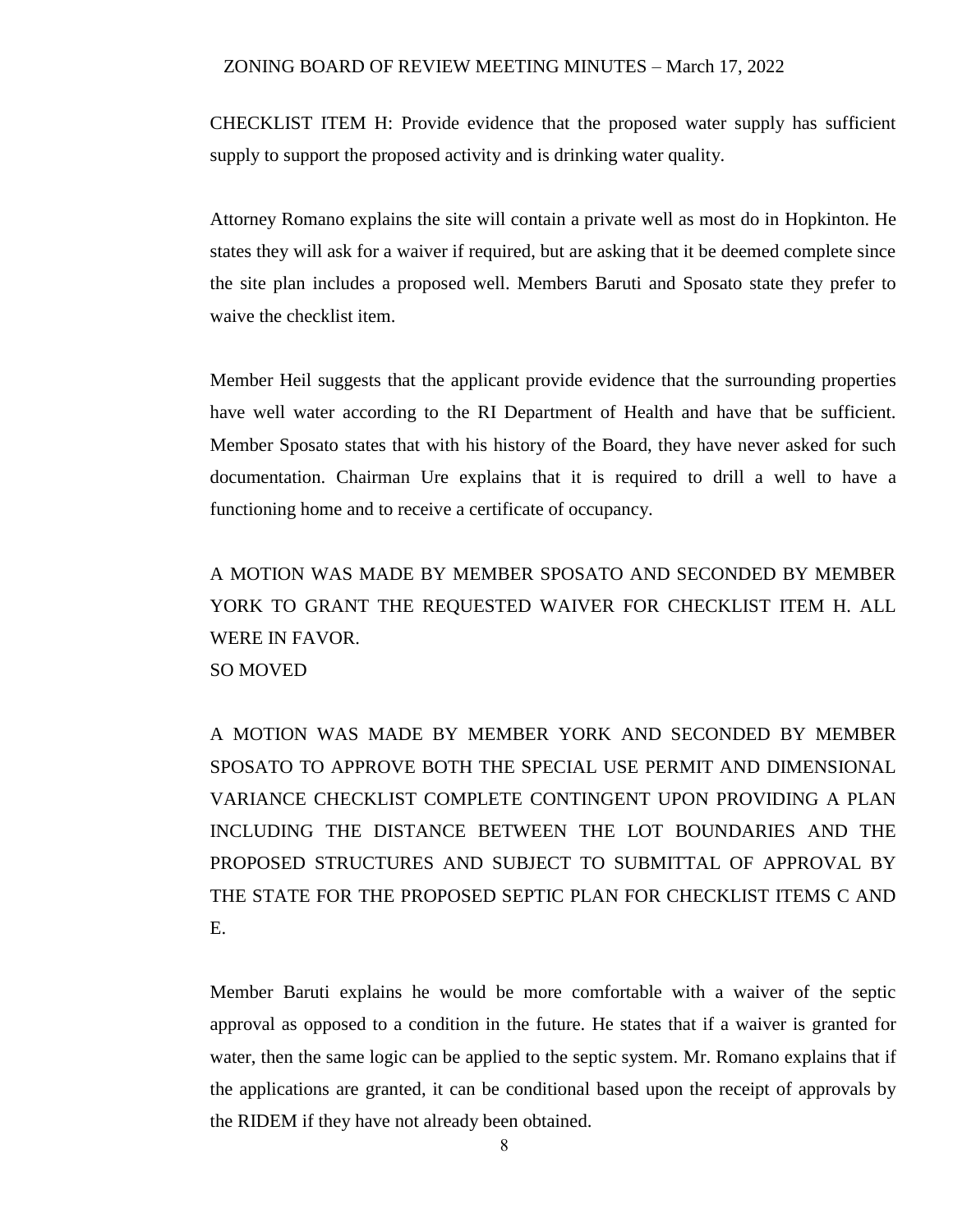CHECKLIST ITEM H: Provide evidence that the proposed water supply has sufficient supply to support the proposed activity and is drinking water quality.

Attorney Romano explains the site will contain a private well as most do in Hopkinton. He states they will ask for a waiver if required, but are asking that it be deemed complete since the site plan includes a proposed well. Members Baruti and Sposato state they prefer to waive the checklist item.

Member Heil suggests that the applicant provide evidence that the surrounding properties have well water according to the RI Department of Health and have that be sufficient. Member Sposato states that with his history of the Board, they have never asked for such documentation. Chairman Ure explains that it is required to drill a well to have a functioning home and to receive a certificate of occupancy.

A MOTION WAS MADE BY MEMBER SPOSATO AND SECONDED BY MEMBER YORK TO GRANT THE REQUESTED WAIVER FOR CHECKLIST ITEM H. ALL WERE IN FAVOR.
SO MOVED

A MOTION WAS MADE BY MEMBER YORK AND SECONDED BY MEMBER SPOSATO TO APPROVE BOTH THE SPECIAL USE PERMIT AND DIMENSIONAL VARIANCE CHECKLIST COMPLETE CONTINGENT UPON PROVIDING A PLAN INCLUDING THE DISTANCE BETWEEN THE LOT BOUNDARIES AND THE PROPOSED STRUCTURES AND SUBJECT TO SUBMITTAL OF APPROVAL BY THE STATE FOR THE PROPOSED SEPTIC PLAN FOR CHECKLIST ITEMS C AND E.

Member Baruti explains he would be more comfortable with a waiver of the septic approval as opposed to a condition in the future. He states that if a waiver is granted for water, then the same logic can be applied to the septic system. Mr. Romano explains that if the applications are granted, it can be conditional based upon the receipt of approvals by the RIDEM if they have not already been obtained.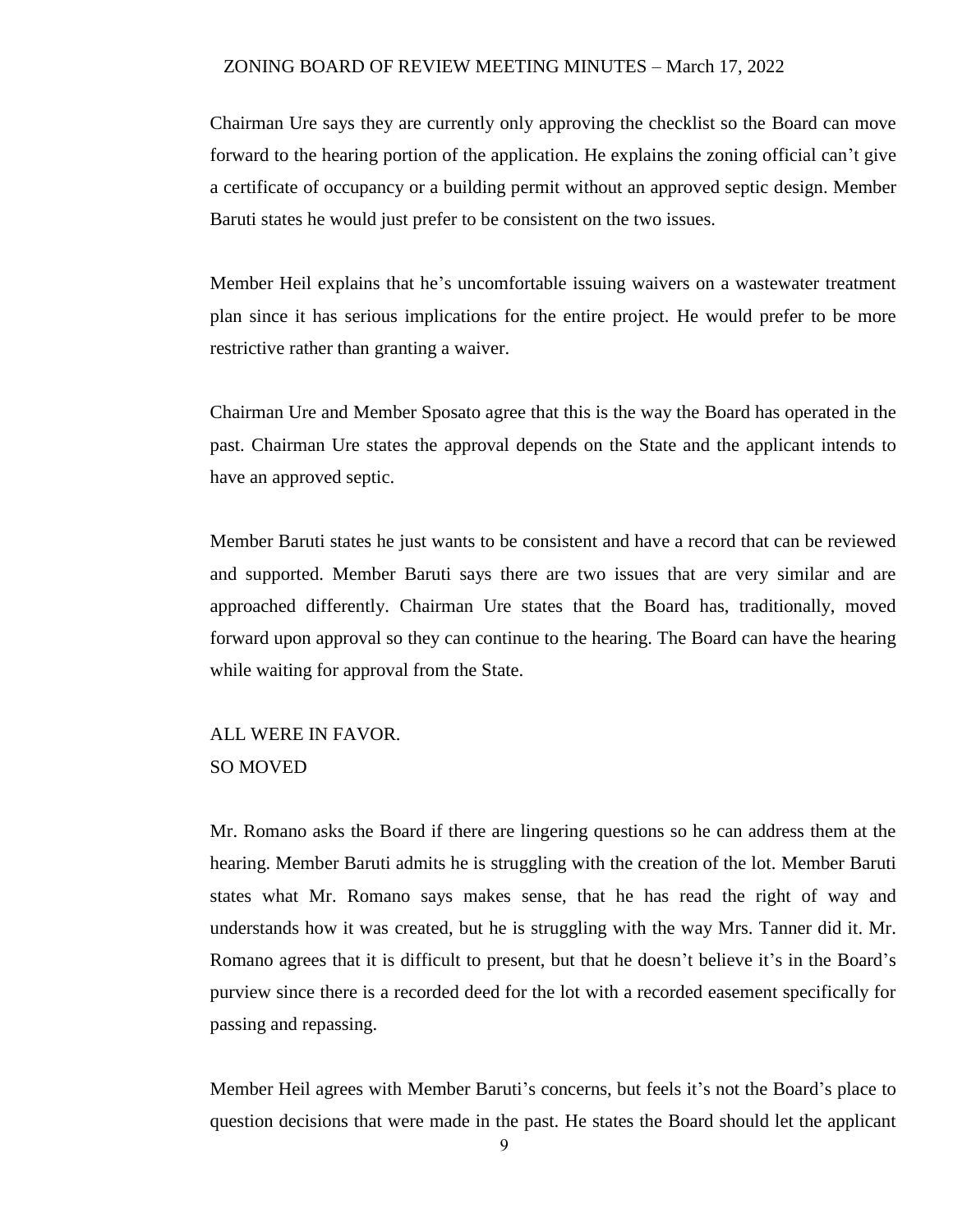Chairman Ure says they are currently only approving the checklist so the Board can move forward to the hearing portion of the application. He explains the zoning official can't give a certificate of occupancy or a building permit without an approved septic design. Member Baruti states he would just prefer to be consistent on the two issues.

Member Heil explains that he's uncomfortable issuing waivers on a wastewater treatment plan since it has serious implications for the entire project. He would prefer to be more restrictive rather than granting a waiver.

Chairman Ure and Member Sposato agree that this is the way the Board has operated in the past. Chairman Ure states the approval depends on the State and the applicant intends to have an approved septic.

Member Baruti states he just wants to be consistent and have a record that can be reviewed and supported. Member Baruti says there are two issues that are very similar and are approached differently. Chairman Ure states that the Board has, traditionally, moved forward upon approval so they can continue to the hearing. The Board can have the hearing while waiting for approval from the State.

ALL WERE IN FAVOR.
SO MOVED

Mr. Romano asks the Board if there are lingering questions so he can address them at the hearing. Member Baruti admits he is struggling with the creation of the lot. Member Baruti states what Mr. Romano says makes sense, that he has read the right of way and understands how it was created, but he is struggling with the way Mrs. Tanner did it. Mr. Romano agrees that it is difficult to present, but that he doesn't believe it's in the Board's purview since there is a recorded deed for the lot with a recorded easement specifically for passing and repassing.

Member Heil agrees with Member Baruti's concerns, but feels it's not the Board's place to question decisions that were made in the past. He states the Board should let the applicant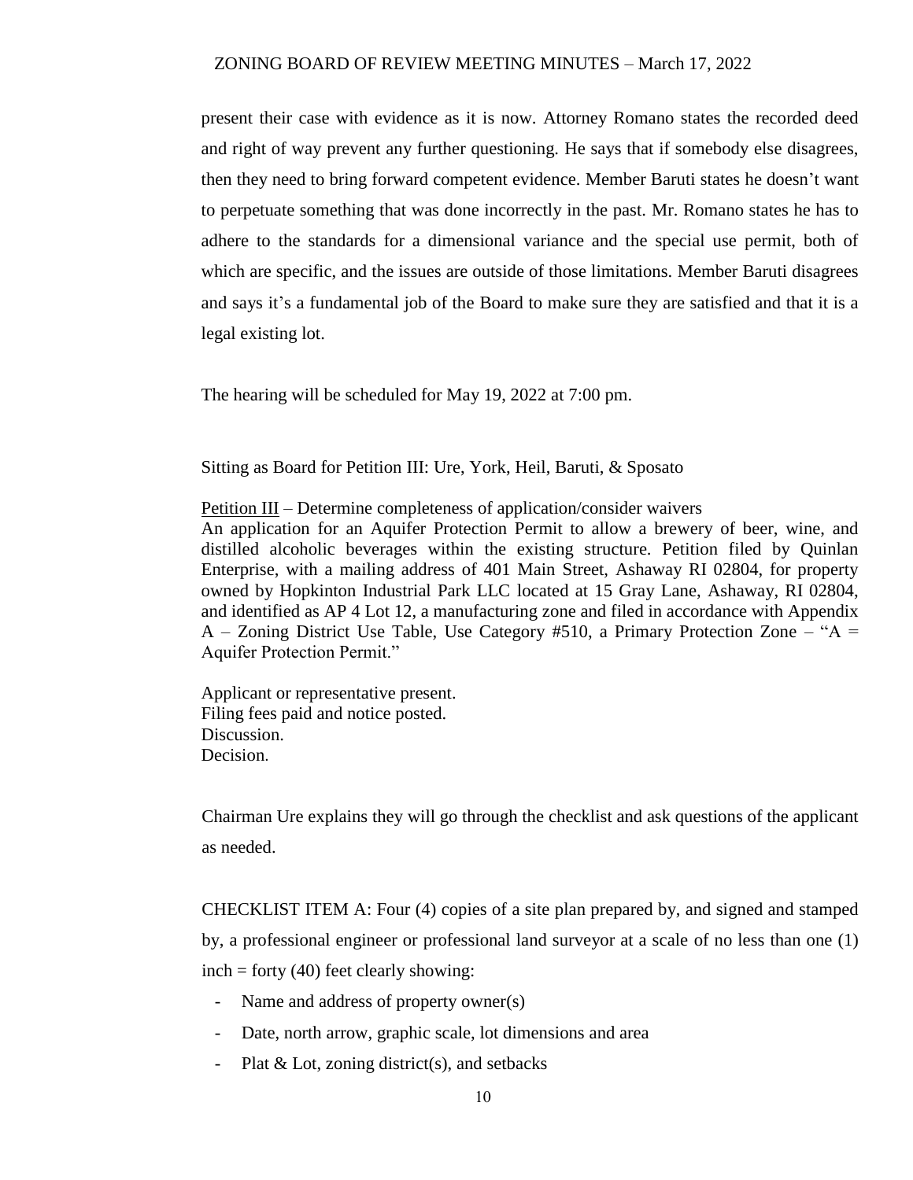present their case with evidence as it is now. Attorney Romano states the recorded deed and right of way prevent any further questioning. He says that if somebody else disagrees, then they need to bring forward competent evidence. Member Baruti states he doesn't want to perpetuate something that was done incorrectly in the past. Mr. Romano states he has to adhere to the standards for a dimensional variance and the special use permit, both of which are specific, and the issues are outside of those limitations. Member Baruti disagrees and says it's a fundamental job of the Board to make sure they are satisfied and that it is a legal existing lot.

The hearing will be scheduled for May 19, 2022 at 7:00 pm.

Sitting as Board for Petition III: Ure, York, Heil, Baruti, & Sposato

Petition III – Determine completeness of application/consider waivers
An application for an Aquifer Protection Permit to allow a brewery of beer, wine, and distilled alcoholic beverages within the existing structure. Petition filed by Quinlan Enterprise, with a mailing address of 401 Main Street, Ashaway RI 02804, for property owned by Hopkinton Industrial Park LLC located at 15 Gray Lane, Ashaway, RI 02804, and identified as AP 4 Lot 12, a manufacturing zone and filed in accordance with Appendix A – Zoning District Use Table, Use Category #510, a Primary Protection Zone – "A = Aquifer Protection Permit."

Applicant or representative present.
Filing fees paid and notice posted.
Discussion.
Decision.

Chairman Ure explains they will go through the checklist and ask questions of the applicant as needed.

CHECKLIST ITEM A: Four (4) copies of a site plan prepared by, and signed and stamped by, a professional engineer or professional land surveyor at a scale of no less than one (1) inch = forty (40) feet clearly showing:

- Name and address of property owner(s)
- Date, north arrow, graphic scale, lot dimensions and area
- Plat & Lot, zoning district(s), and setbacks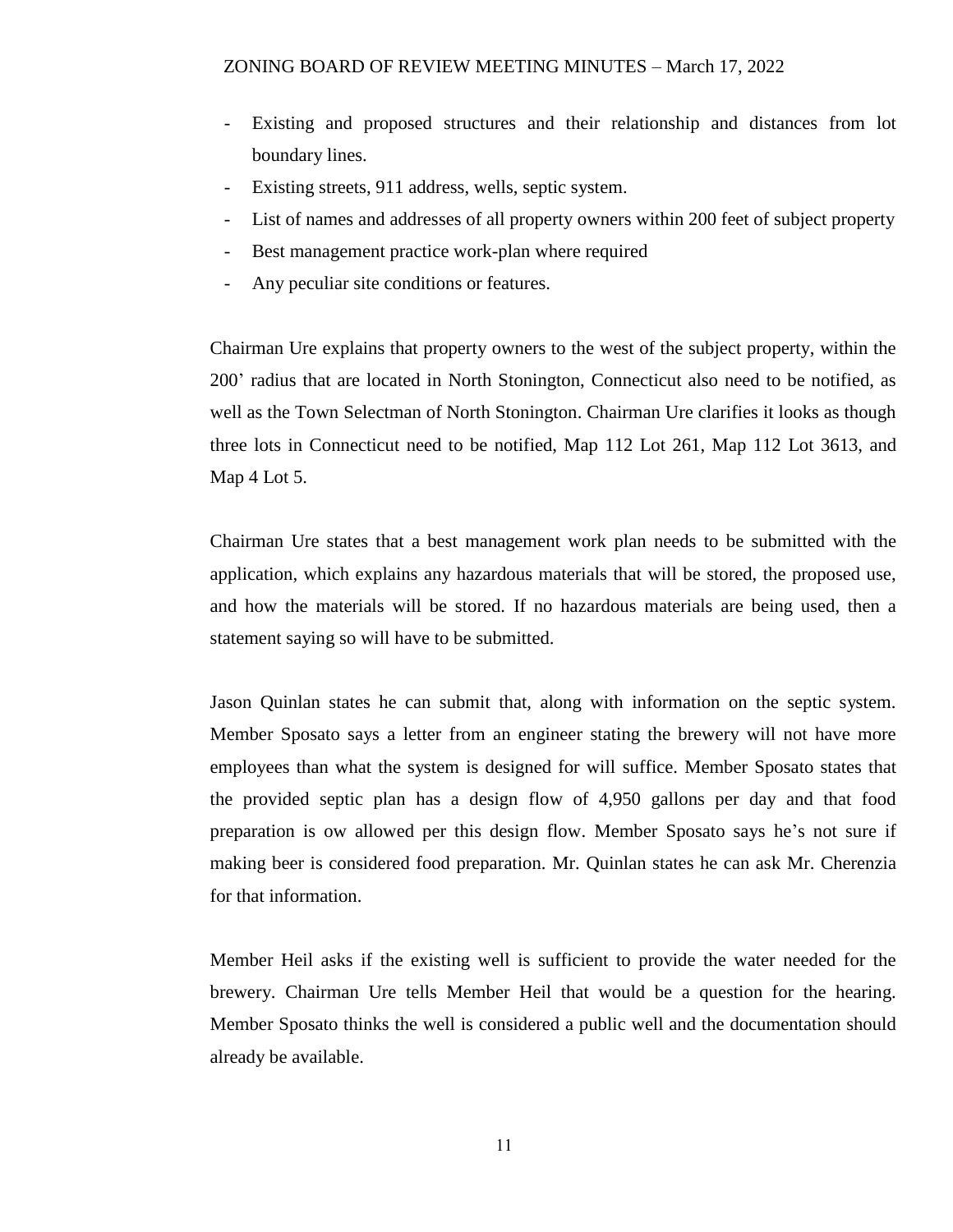- Existing and proposed structures and their relationship and distances from lot boundary lines.
- Existing streets, 911 address, wells, septic system.
- List of names and addresses of all property owners within 200 feet of subject property
- Best management practice work-plan where required
- Any peculiar site conditions or features.

Chairman Ure explains that property owners to the west of the subject property, within the 200' radius that are located in North Stonington, Connecticut also need to be notified, as well as the Town Selectman of North Stonington. Chairman Ure clarifies it looks as though three lots in Connecticut need to be notified, Map 112 Lot 261, Map 112 Lot 3613, and Map 4 Lot 5.

Chairman Ure states that a best management work plan needs to be submitted with the application, which explains any hazardous materials that will be stored, the proposed use, and how the materials will be stored. If no hazardous materials are being used, then a statement saying so will have to be submitted.

Jason Quinlan states he can submit that, along with information on the septic system. Member Sposato says a letter from an engineer stating the brewery will not have more employees than what the system is designed for will suffice. Member Sposato states that the provided septic plan has a design flow of 4,950 gallons per day and that food preparation is ow allowed per this design flow. Member Sposato says he's not sure if making beer is considered food preparation. Mr. Quinlan states he can ask Mr. Cherenzia for that information.

Member Heil asks if the existing well is sufficient to provide the water needed for the brewery. Chairman Ure tells Member Heil that would be a question for the hearing. Member Sposato thinks the well is considered a public well and the documentation should already be available.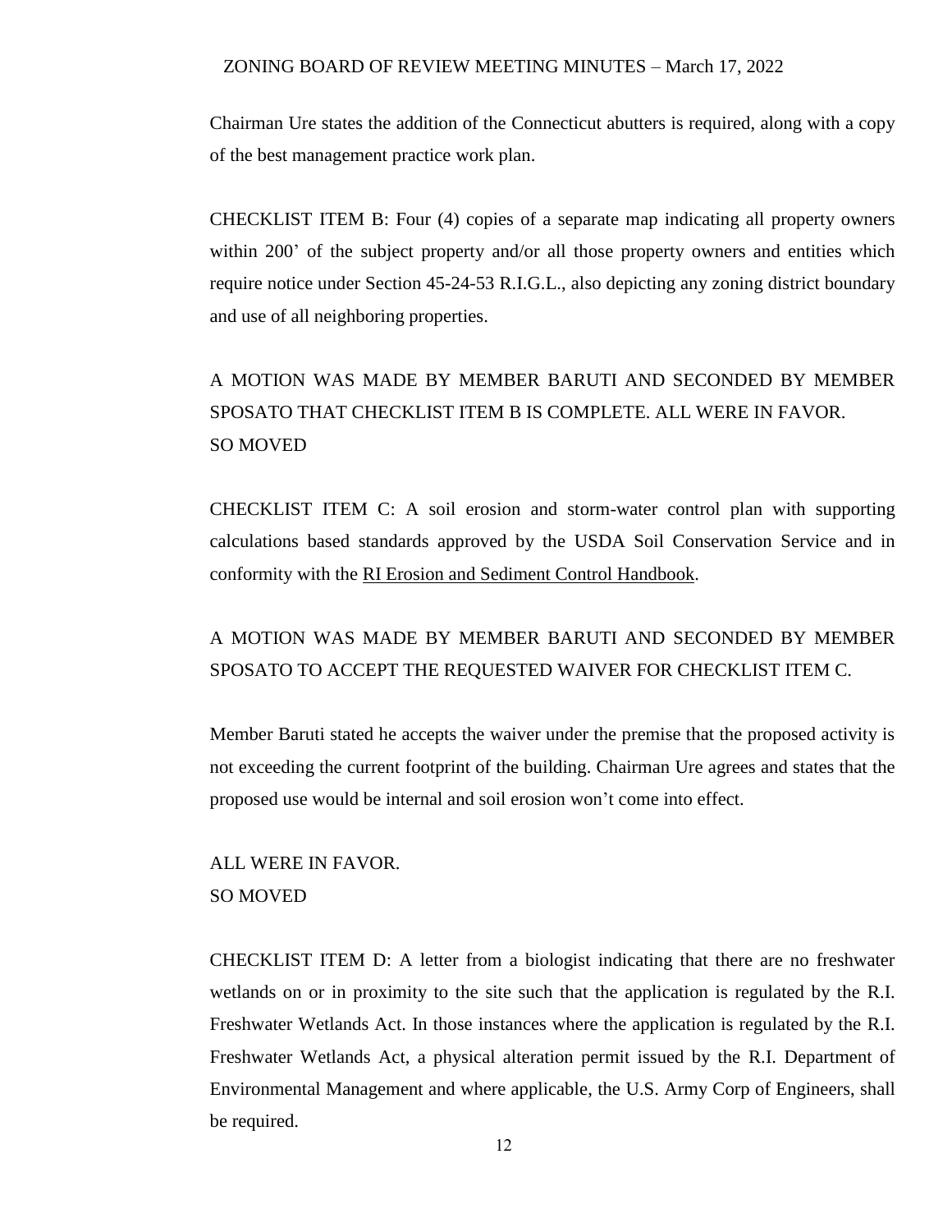Chairman Ure states the addition of the Connecticut abutters is required, along with a copy of the best management practice work plan.

CHECKLIST ITEM B: Four (4) copies of a separate map indicating all property owners within 200' of the subject property and/or all those property owners and entities which require notice under Section 45-24-53 R.I.G.L., also depicting any zoning district boundary and use of all neighboring properties.

A MOTION WAS MADE BY MEMBER BARUTI AND SECONDED BY MEMBER SPOSATO THAT CHECKLIST ITEM B IS COMPLETE. ALL WERE IN FAVOR.
SO MOVED

CHECKLIST ITEM C: A soil erosion and storm-water control plan with supporting calculations based standards approved by the USDA Soil Conservation Service and in conformity with the RI Erosion and Sediment Control Handbook.

A MOTION WAS MADE BY MEMBER BARUTI AND SECONDED BY MEMBER SPOSATO TO ACCEPT THE REQUESTED WAIVER FOR CHECKLIST ITEM C.

Member Baruti stated he accepts the waiver under the premise that the proposed activity is not exceeding the current footprint of the building. Chairman Ure agrees and states that the proposed use would be internal and soil erosion won't come into effect.

ALL WERE IN FAVOR.
SO MOVED

CHECKLIST ITEM D: A letter from a biologist indicating that there are no freshwater wetlands on or in proximity to the site such that the application is regulated by the R.I. Freshwater Wetlands Act. In those instances where the application is regulated by the R.I. Freshwater Wetlands Act, a physical alteration permit issued by the R.I. Department of Environmental Management and where applicable, the U.S. Army Corp of Engineers, shall be required.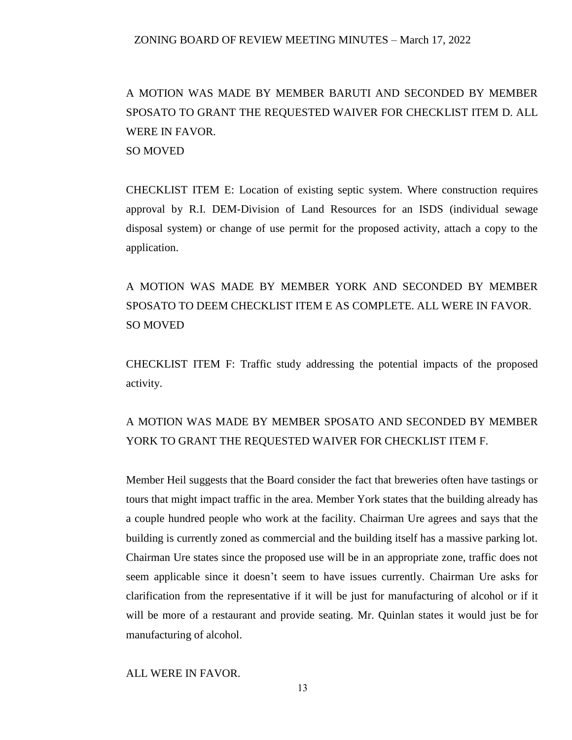A MOTION WAS MADE BY MEMBER BARUTI AND SECONDED BY MEMBER SPOSATO TO GRANT THE REQUESTED WAIVER FOR CHECKLIST ITEM D. ALL WERE IN FAVOR.
SO MOVED

CHECKLIST ITEM E: Location of existing septic system. Where construction requires approval by R.I. DEM-Division of Land Resources for an ISDS (individual sewage disposal system) or change of use permit for the proposed activity, attach a copy to the application.

A MOTION WAS MADE BY MEMBER YORK AND SECONDED BY MEMBER SPOSATO TO DEEM CHECKLIST ITEM E AS COMPLETE. ALL WERE IN FAVOR.
SO MOVED

CHECKLIST ITEM F: Traffic study addressing the potential impacts of the proposed activity.

A MOTION WAS MADE BY MEMBER SPOSATO AND SECONDED BY MEMBER YORK TO GRANT THE REQUESTED WAIVER FOR CHECKLIST ITEM F.

Member Heil suggests that the Board consider the fact that breweries often have tastings or tours that might impact traffic in the area. Member York states that the building already has a couple hundred people who work at the facility. Chairman Ure agrees and says that the building is currently zoned as commercial and the building itself has a massive parking lot. Chairman Ure states since the proposed use will be in an appropriate zone, traffic does not seem applicable since it doesn't seem to have issues currently. Chairman Ure asks for clarification from the representative if it will be just for manufacturing of alcohol or if it will be more of a restaurant and provide seating. Mr. Quinlan states it would just be for manufacturing of alcohol.

ALL WERE IN FAVOR.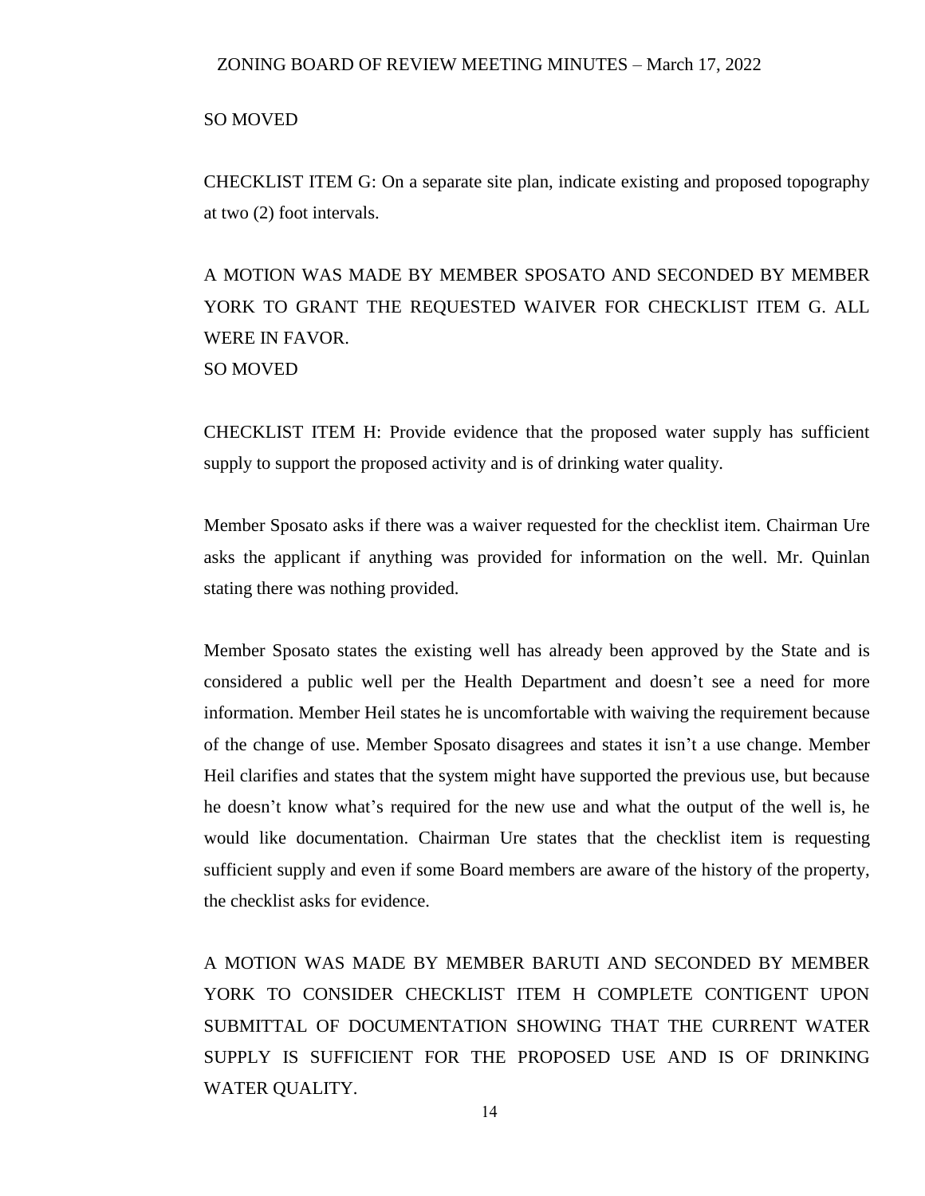SO MOVED

CHECKLIST ITEM G: On a separate site plan, indicate existing and proposed topography at two (2) foot intervals.

A MOTION WAS MADE BY MEMBER SPOSATO AND SECONDED BY MEMBER YORK TO GRANT THE REQUESTED WAIVER FOR CHECKLIST ITEM G. ALL WERE IN FAVOR.
SO MOVED

CHECKLIST ITEM H: Provide evidence that the proposed water supply has sufficient supply to support the proposed activity and is of drinking water quality.

Member Sposato asks if there was a waiver requested for the checklist item. Chairman Ure asks the applicant if anything was provided for information on the well. Mr. Quinlan stating there was nothing provided.

Member Sposato states the existing well has already been approved by the State and is considered a public well per the Health Department and doesn't see a need for more information. Member Heil states he is uncomfortable with waiving the requirement because of the change of use. Member Sposato disagrees and states it isn't a use change. Member Heil clarifies and states that the system might have supported the previous use, but because he doesn't know what's required for the new use and what the output of the well is, he would like documentation. Chairman Ure states that the checklist item is requesting sufficient supply and even if some Board members are aware of the history of the property, the checklist asks for evidence.

A MOTION WAS MADE BY MEMBER BARUTI AND SECONDED BY MEMBER YORK TO CONSIDER CHECKLIST ITEM H COMPLETE CONTIGENT UPON SUBMITTAL OF DOCUMENTATION SHOWING THAT THE CURRENT WATER SUPPLY IS SUFFICIENT FOR THE PROPOSED USE AND IS OF DRINKING WATER QUALITY.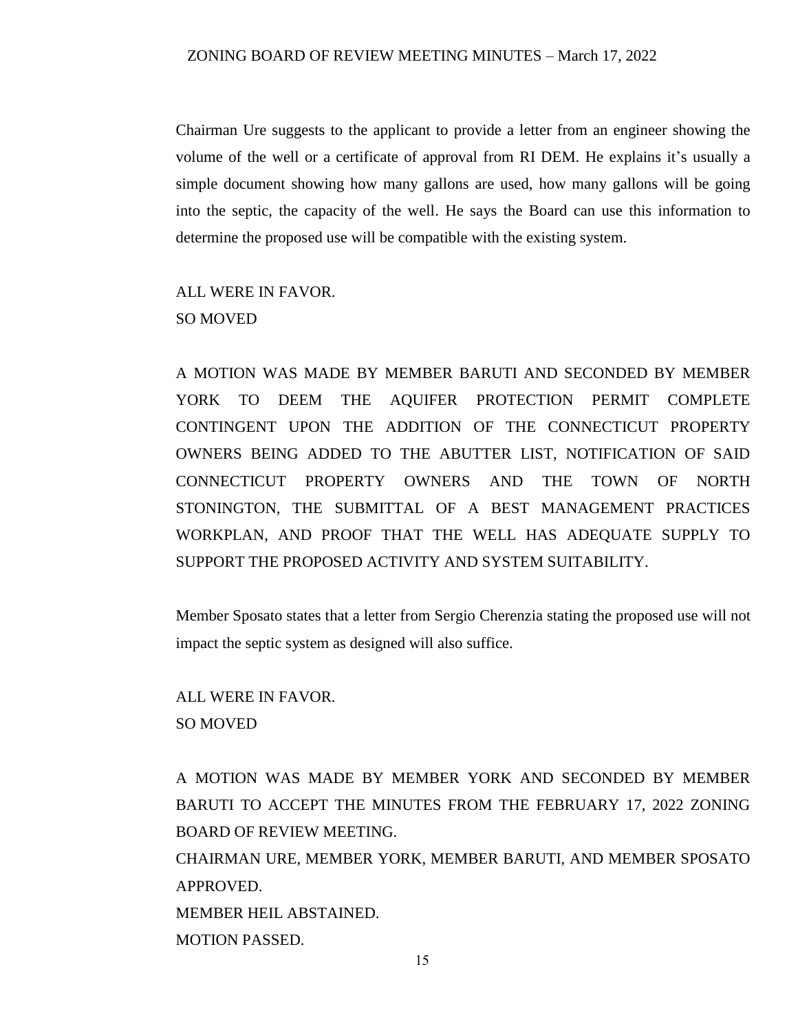Chairman Ure suggests to the applicant to provide a letter from an engineer showing the volume of the well or a certificate of approval from RI DEM. He explains it's usually a simple document showing how many gallons are used, how many gallons will be going into the septic, the capacity of the well. He says the Board can use this information to determine the proposed use will be compatible with the existing system.

ALL WERE IN FAVOR.
SO MOVED

A MOTION WAS MADE BY MEMBER BARUTI AND SECONDED BY MEMBER YORK TO DEEM THE AQUIFER PROTECTION PERMIT COMPLETE CONTINGENT UPON THE ADDITION OF THE CONNECTICUT PROPERTY OWNERS BEING ADDED TO THE ABUTTER LIST, NOTIFICATION OF SAID CONNECTICUT PROPERTY OWNERS AND THE TOWN OF NORTH STONINGTON, THE SUBMITTAL OF A BEST MANAGEMENT PRACTICES WORKPLAN, AND PROOF THAT THE WELL HAS ADEQUATE SUPPLY TO SUPPORT THE PROPOSED ACTIVITY AND SYSTEM SUITABILITY.

Member Sposato states that a letter from Sergio Cherenzia stating the proposed use will not impact the septic system as designed will also suffice.

ALL WERE IN FAVOR.
SO MOVED

A MOTION WAS MADE BY MEMBER YORK AND SECONDED BY MEMBER BARUTI TO ACCEPT THE MINUTES FROM THE FEBRUARY 17, 2022 ZONING BOARD OF REVIEW MEETING.
CHAIRMAN URE, MEMBER YORK, MEMBER BARUTI, AND MEMBER SPOSATO APPROVED.
MEMBER HEIL ABSTAINED.
MOTION PASSED.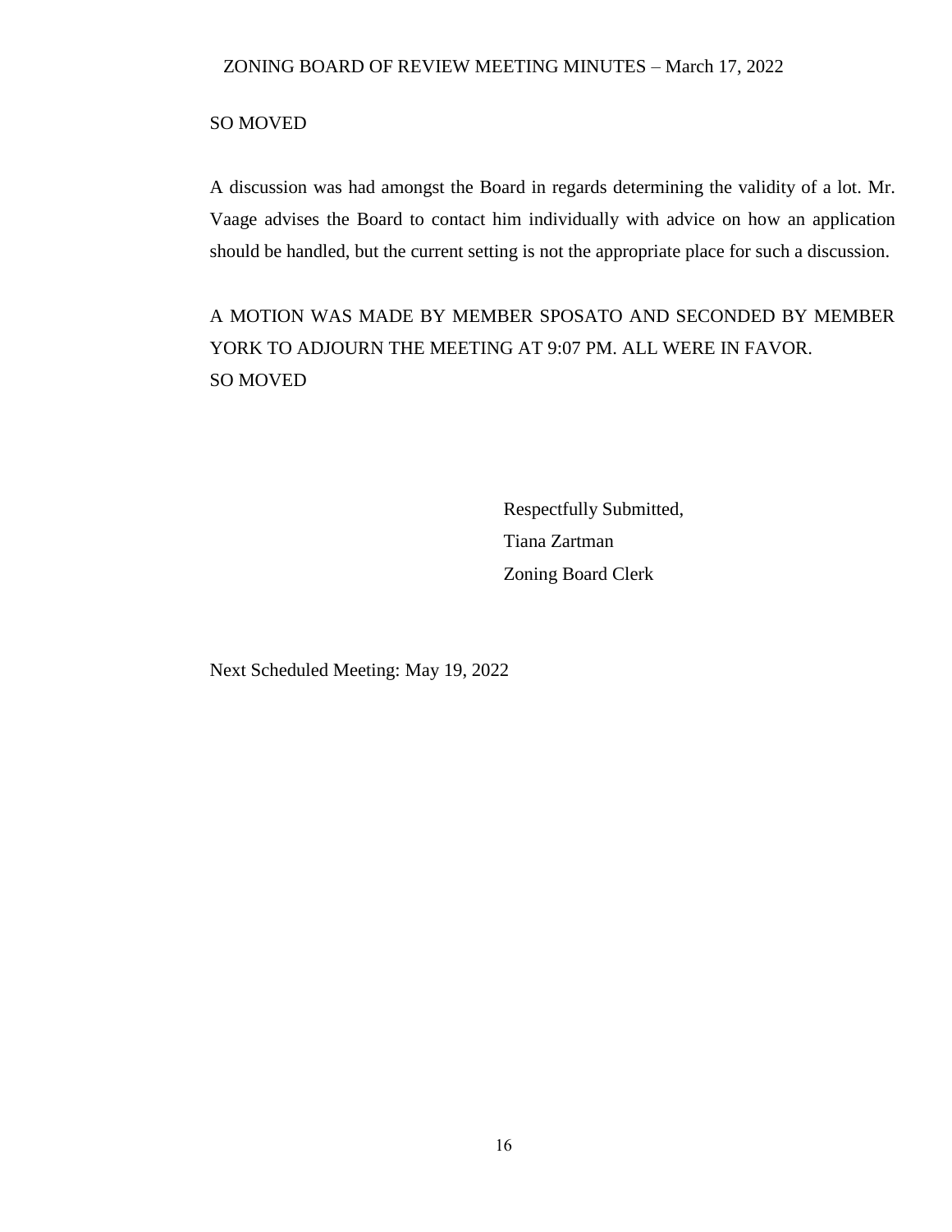SO MOVED

A discussion was had amongst the Board in regards determining the validity of a lot. Mr. Vaage advises the Board to contact him individually with advice on how an application should be handled, but the current setting is not the appropriate place for such a discussion.

A MOTION WAS MADE BY MEMBER SPOSATO AND SECONDED BY MEMBER YORK TO ADJOURN THE MEETING AT 9:07 PM. ALL WERE IN FAVOR.
SO MOVED

Respectfully Submitted,
Tiana Zartman
Zoning Board Clerk

Next Scheduled Meeting: May 19, 2022